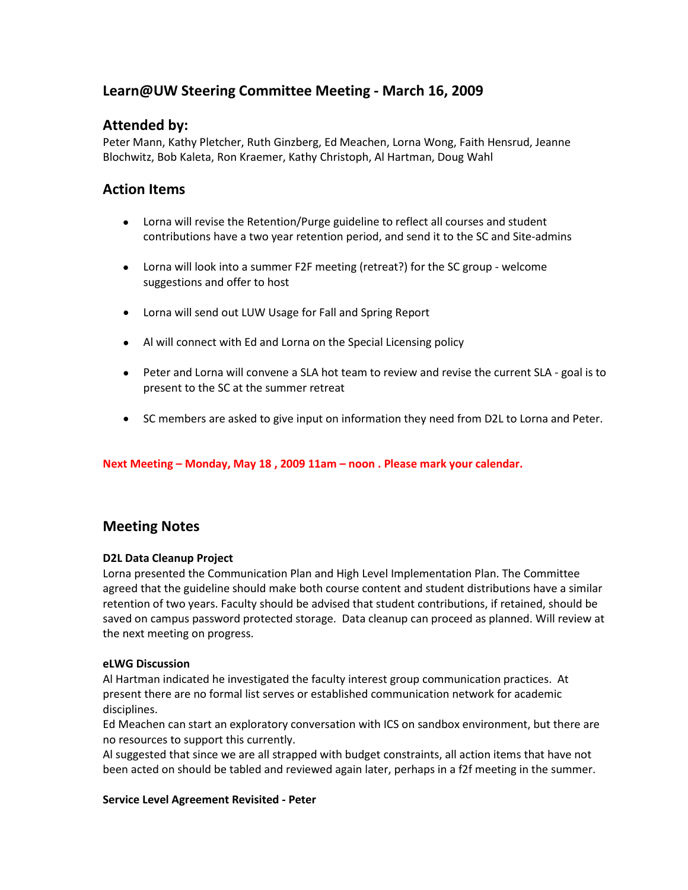# Learn@UW Steering Committee Meeting - March 16, 2009

## Attended by:

Peter Mann, Kathy Pletcher, Ruth Ginzberg, Ed Meachen, Lorna Wong, Faith Hensrud, Jeanne Blochwitz, Bob Kaleta, Ron Kraemer, Kathy Christoph, Al Hartman, Doug Wahl

## Action Items

- Lorna will revise the Retention/Purge guideline to reflect all courses and student contributions have a two year retention period, and send it to the SC and Site-admins
- Lorna will look into a summer F2F meeting (retreat?) for the SC group - welcome suggestions and offer to host
- Lorna will send out LUW Usage for Fall and Spring Report
- Al will connect with Ed and Lorna on the Special Licensing policy
- Peter and Lorna will convene a SLA hot team to review and revise the current SLA - goal is to present to the SC at the summer retreat
- SC members are asked to give input on information they need from D2L to Lorna and Peter.

**Next Meeting – Monday, May 18 , 2009 11am – noon . Please mark your calendar.**

## Meeting Notes

**D2L Data Cleanup Project**

Lorna presented the Communication Plan and High Level Implementation Plan. The Committee agreed that the guideline should make both course content and student distributions have a similar retention of two years. Faculty should be advised that student contributions, if retained, should be saved on campus password protected storage. Data cleanup can proceed as planned. Will review at the next meeting on progress.

**eLWG Discussion**

Al Hartman indicated he investigated the faculty interest group communication practices. At present there are no formal list serves or established communication network for academic disciplines.

Ed Meachen can start an exploratory conversation with ICS on sandbox environment, but there are no resources to support this currently.

Al suggested that since we are all strapped with budget constraints, all action items that have not been acted on should be tabled and reviewed again later, perhaps in a f2f meeting in the summer.

**Service Level Agreement Revisited - Peter**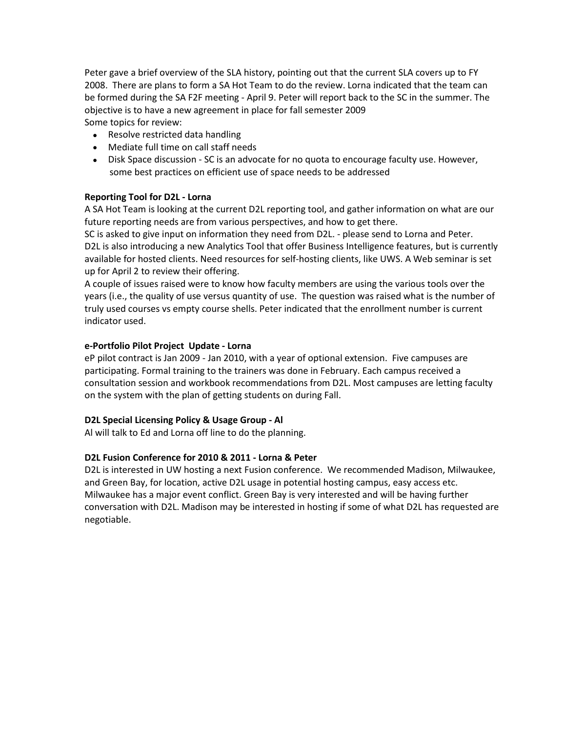Peter gave a brief overview of the SLA history, pointing out that the current SLA covers up to FY 2008. There are plans to form a SA Hot Team to do the review. Lorna indicated that the team can be formed during the SA F2F meeting - April 9. Peter will report back to the SC in the summer. The objective is to have a new agreement in place for fall semester 2009

Some topics for review:

- Resolve restricted data handling
- Mediate full time on call staff needs
- Disk Space discussion - SC is an advocate for no quota to encourage faculty use. However, some best practices on efficient use of space needs to be addressed

**Reporting Tool for D2L - Lorna**

A SA Hot Team is looking at the current D2L reporting tool, and gather information on what are our future reporting needs are from various perspectives, and how to get there.

SC is asked to give input on information they need from D2L. - please send to Lorna and Peter.

D2L is also introducing a new Analytics Tool that offer Business Intelligence features, but is currently available for hosted clients. Need resources for self-hosting clients, like UWS. A Web seminar is set up for April 2 to review their offering.

A couple of issues raised were to know how faculty members are using the various tools over the years (i.e., the quality of use versus quantity of use. The question was raised what is the number of truly used courses vs empty course shells. Peter indicated that the enrollment number is current indicator used.

**e-Portfolio Pilot Project Update - Lorna**

eP pilot contract is Jan 2009 - Jan 2010, with a year of optional extension. Five campuses are participating. Formal training to the trainers was done in February. Each campus received a consultation session and workbook recommendations from D2L. Most campuses are letting faculty on the system with the plan of getting students on during Fall.

**D2L Special Licensing Policy & Usage Group - Al**

Al will talk to Ed and Lorna off line to do the planning.

**D2L Fusion Conference for 2010 & 2011 - Lorna & Peter**

D2L is interested in UW hosting a next Fusion conference. We recommended Madison, Milwaukee, and Green Bay, for location, active D2L usage in potential hosting campus, easy access etc. Milwaukee has a major event conflict. Green Bay is very interested and will be having further conversation with D2L. Madison may be interested in hosting if some of what D2L has requested are negotiable.